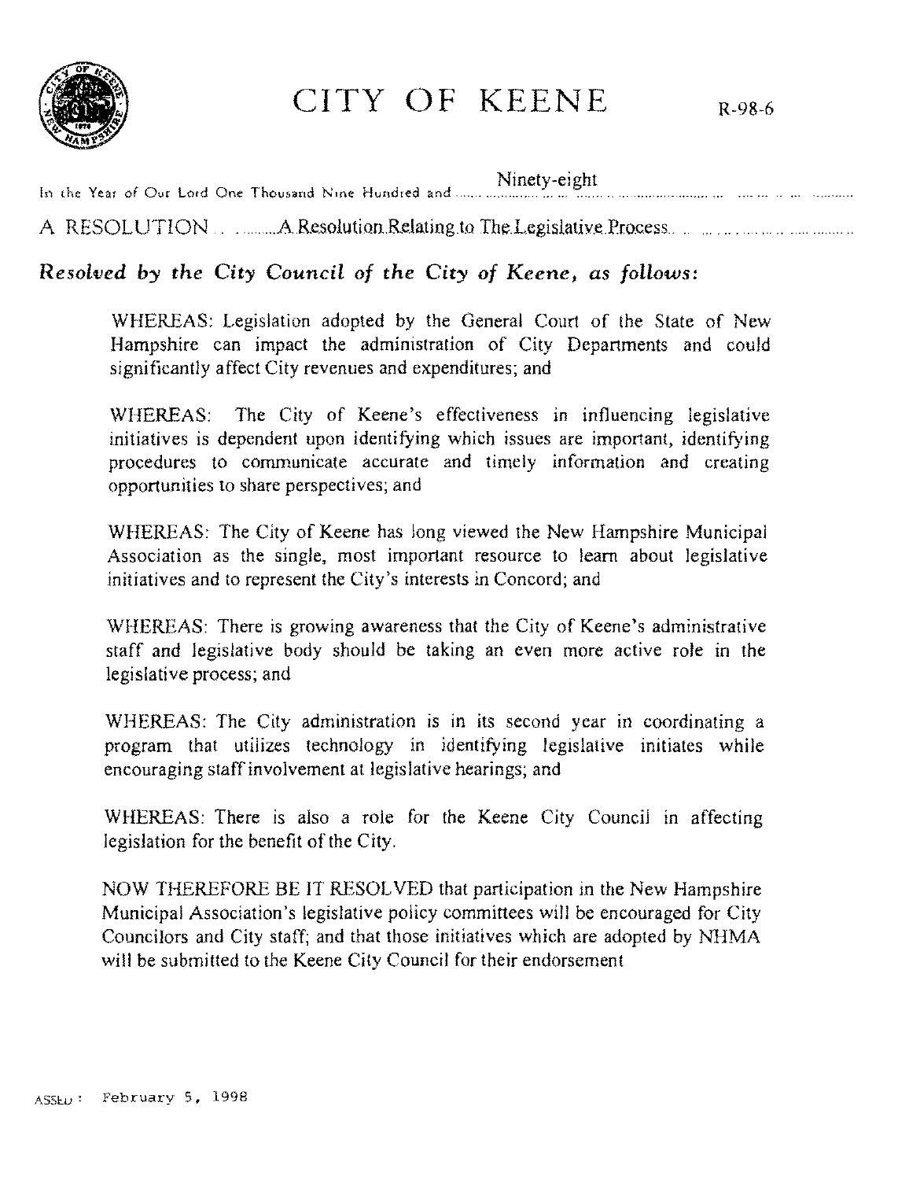# CITY OF KEENE

R-98-6

In the Year of Our Lord One Thousand Nine Hundred and Ninety-eight

A RESOLUTION ........A Resolution Relating to The Legislative Process

***Resolved by the City Council of the City of Keene, as follows:***

WHEREAS: Legislation adopted by the General Court of the State of New Hampshire can impact the administration of City Departments and could significantly affect City revenues and expenditures; and

WHEREAS: The City of Keene's effectiveness in influencing legislative initiatives is dependent upon identifying which issues are important, identifying procedures to communicate accurate and timely information and creating opportunities to share perspectives; and

WHEREAS: The City of Keene has long viewed the New Hampshire Municipal Association as the single, most important resource to learn about legislative initiatives and to represent the City's interests in Concord; and

WHEREAS: There is growing awareness that the City of Keene's administrative staff and legislative body should be taking an even more active role in the legislative process; and

WHEREAS: The City administration is in its second year in coordinating a program that utilizes technology in identifying legislative initiates while encouraging staff involvement at legislative hearings; and

WHEREAS: There is also a role for the Keene City Council in affecting legislation for the benefit of the City.

NOW THEREFORE BE IT RESOLVED that participation in the New Hampshire Municipal Association's legislative policy committees will be encouraged for City Councilors and City staff; and that those initiatives which are adopted by NHMA will be submitted to the Keene City Council for their endorsement

ASSED: February 5, 1998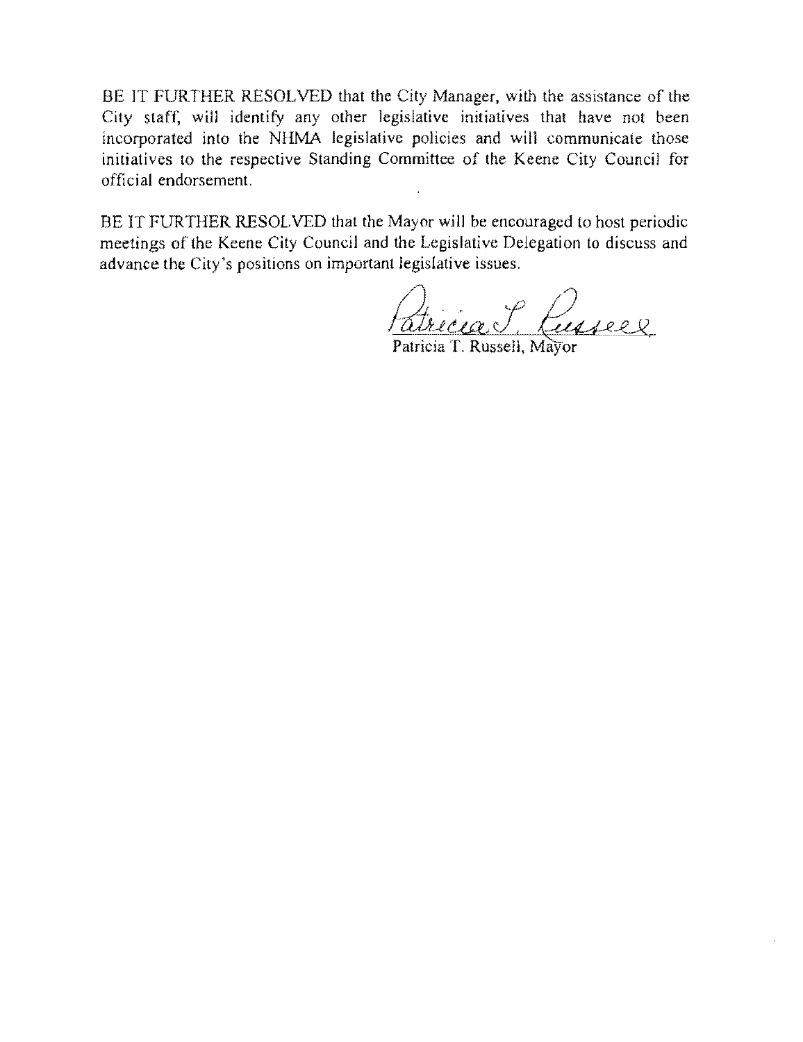BE IT FURTHER RESOLVED that the City Manager, with the assistance of the City staff, will identify any other legislative initiatives that have not been incorporated into the NHMA legislative policies and will communicate those initiatives to the respective Standing Committee of the Keene City Council for official endorsement.

BE IT FURTHER RESOLVED that the Mayor will be encouraged to host periodic meetings of the Keene City Council and the Legislative Delegation to discuss and advance the City's positions on important legislative issues.

Patricia T. Russell

Patricia T. Russell, Mayor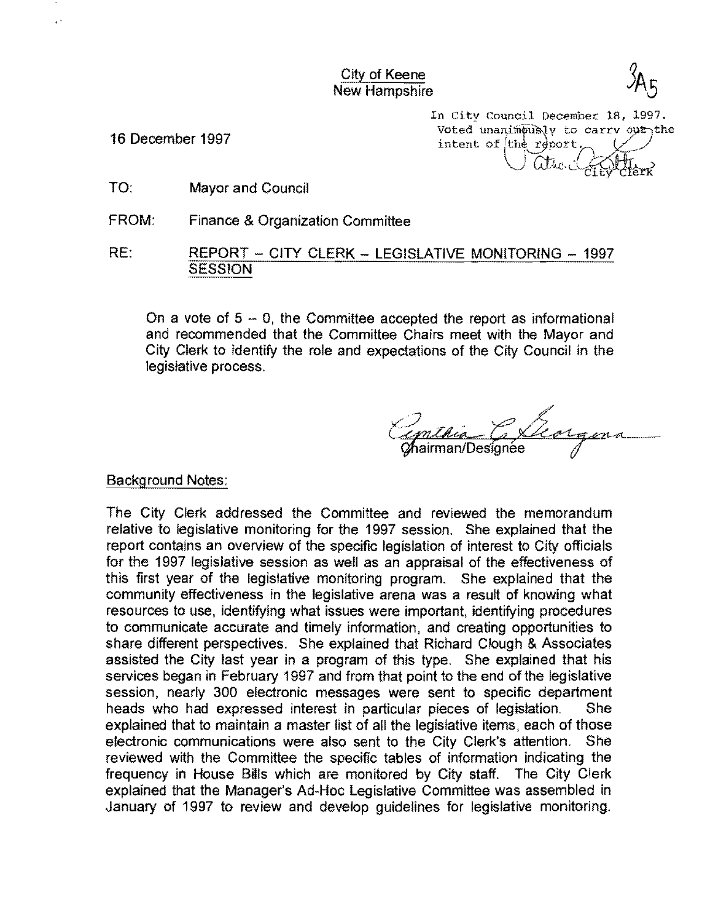City of Keene
New Hampshire

3A5

16 December 1997

In City Council December 18, 1997.
Voted unanimously to carry out the intent of the report.
City Clerk

TO: Mayor and Council

FROM: Finance & Organization Committee

RE: REPORT – CITY CLERK – LEGISLATIVE MONITORING – 1997 SESSION

On a vote of 5 – 0, the Committee accepted the report as informational and recommended that the Committee Chairs meet with the Mayor and City Clerk to identify the role and expectations of the City Council in the legislative process.

Chairman/Designee

Background Notes:

The City Clerk addressed the Committee and reviewed the memorandum relative to legislative monitoring for the 1997 session. She explained that the report contains an overview of the specific legislation of interest to City officials for the 1997 legislative session as well as an appraisal of the effectiveness of this first year of the legislative monitoring program. She explained that the community effectiveness in the legislative arena was a result of knowing what resources to use, identifying what issues were important, identifying procedures to communicate accurate and timely information, and creating opportunities to share different perspectives. She explained that Richard Clough & Associates assisted the City last year in a program of this type. She explained that his services began in February 1997 and from that point to the end of the legislative session, nearly 300 electronic messages were sent to specific department heads who had expressed interest in particular pieces of legislation. She explained that to maintain a master list of all the legislative items, each of those electronic communications were also sent to the City Clerk's attention. She reviewed with the Committee the specific tables of information indicating the frequency in House Bills which are monitored by City staff. The City Clerk explained that the Manager's Ad-Hoc Legislative Committee was assembled in January of 1997 to review and develop guidelines for legislative monitoring.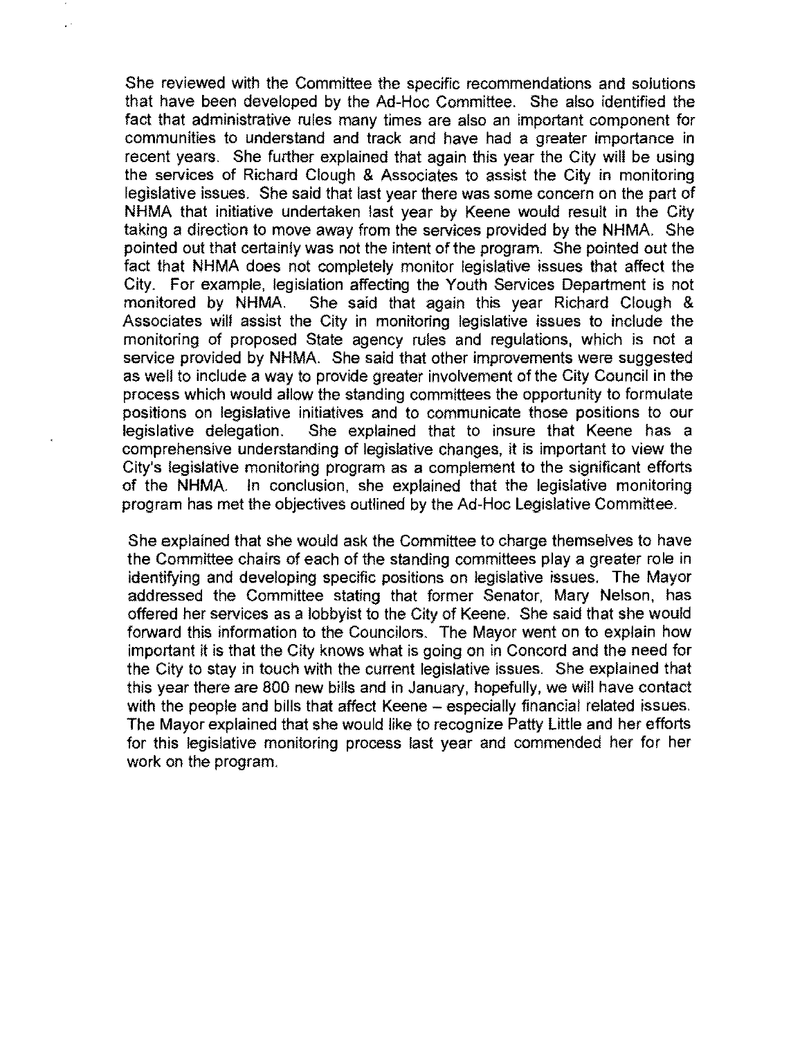She reviewed with the Committee the specific recommendations and solutions that have been developed by the Ad-Hoc Committee. She also identified the fact that administrative rules many times are also an important component for communities to understand and track and have had a greater importance in recent years. She further explained that again this year the City will be using the services of Richard Clough & Associates to assist the City in monitoring legislative issues. She said that last year there was some concern on the part of NHMA that initiative undertaken last year by Keene would result in the City taking a direction to move away from the services provided by the NHMA. She pointed out that certainly was not the intent of the program. She pointed out the fact that NHMA does not completely monitor legislative issues that affect the City. For example, legislation affecting the Youth Services Department is not monitored by NHMA. She said that again this year Richard Clough & Associates will assist the City in monitoring legislative issues to include the monitoring of proposed State agency rules and regulations, which is not a service provided by NHMA. She said that other improvements were suggested as well to include a way to provide greater involvement of the City Council in the process which would allow the standing committees the opportunity to formulate positions on legislative initiatives and to communicate those positions to our legislative delegation. She explained that to insure that Keene has a comprehensive understanding of legislative changes, it is important to view the City's legislative monitoring program as a complement to the significant efforts of the NHMA. In conclusion, she explained that the legislative monitoring program has met the objectives outlined by the Ad-Hoc Legislative Committee.

She explained that she would ask the Committee to charge themselves to have the Committee chairs of each of the standing committees play a greater role in identifying and developing specific positions on legislative issues. The Mayor addressed the Committee stating that former Senator, Mary Nelson, has offered her services as a lobbyist to the City of Keene. She said that she would forward this information to the Councilors. The Mayor went on to explain how important it is that the City knows what is going on in Concord and the need for the City to stay in touch with the current legislative issues. She explained that this year there are 800 new bills and in January, hopefully, we will have contact with the people and bills that affect Keene – especially financial related issues. The Mayor explained that she would like to recognize Patty Little and her efforts for this legislative monitoring process last year and commended her for her work on the program.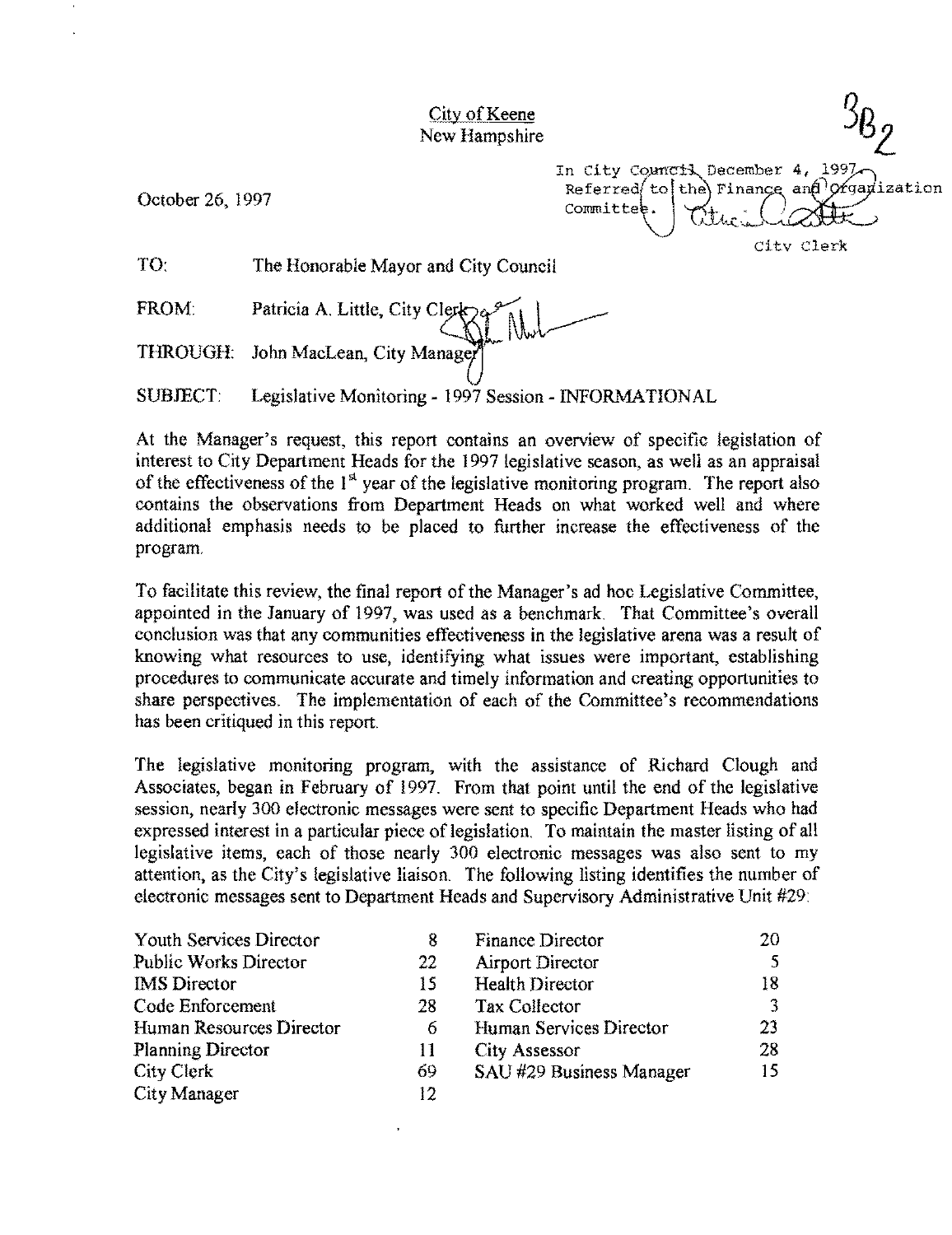City of Keene
New Hampshire

3B2

In City Council December 4, 1997
Referred to the Finance and Organization Committee.

City Clerk

October 26, 1997

TO: The Honorable Mayor and City Council

FROM: Patricia A. Little, City Clerk

THROUGH: John MacLean, City Manager

SUBJECT: Legislative Monitoring - 1997 Session - INFORMATIONAL

At the Manager's request, this report contains an overview of specific legislation of interest to City Department Heads for the 1997 legislative season, as well as an appraisal of the effectiveness of the 1st year of the legislative monitoring program. The report also contains the observations from Department Heads on what worked well and where additional emphasis needs to be placed to further increase the effectiveness of the program.

To facilitate this review, the final report of the Manager's ad hoc Legislative Committee, appointed in the January of 1997, was used as a benchmark. That Committee's overall conclusion was that any communities effectiveness in the legislative arena was a result of knowing what resources to use, identifying what issues were important, establishing procedures to communicate accurate and timely information and creating opportunities to share perspectives. The implementation of each of the Committee's recommendations has been critiqued in this report.

The legislative monitoring program, with the assistance of Richard Clough and Associates, began in February of 1997. From that point until the end of the legislative session, nearly 300 electronic messages were sent to specific Department Heads who had expressed interest in a particular piece of legislation. To maintain the master listing of all legislative items, each of those nearly 300 electronic messages was also sent to my attention, as the City's legislative liaison. The following listing identifies the number of electronic messages sent to Department Heads and Supervisory Administrative Unit #29:

| | | | |
|---|---|---|---|
| Youth Services Director | 8 | Finance Director | 20 |
| Public Works Director | 22 | Airport Director | 5 |
| IMS Director | 15 | Health Director | 18 |
| Code Enforcement | 28 | Tax Collector | 3 |
| Human Resources Director | 6 | Human Services Director | 23 |
| Planning Director | 11 | City Assessor | 28 |
| City Clerk | 69 | SAU #29 Business Manager | 15 |
| City Manager | 12 | | |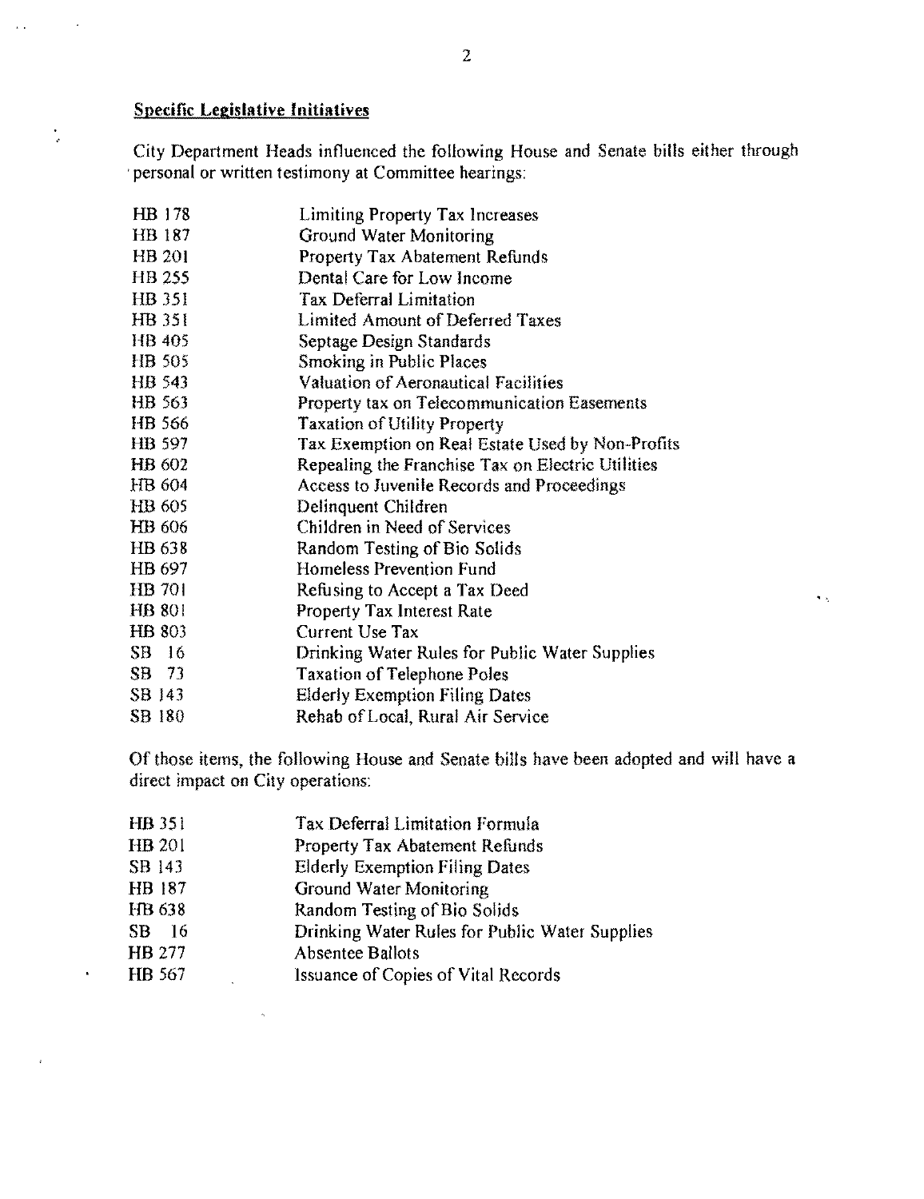## Specific Legislative Initiatives

City Department Heads influenced the following House and Senate bills either through personal or written testimony at Committee hearings:

| | |
|---|---|
| HB 178 | Limiting Property Tax Increases |
| HB 187 | Ground Water Monitoring |
| HB 201 | Property Tax Abatement Refunds |
| HB 255 | Dental Care for Low Income |
| HB 351 | Tax Deferral Limitation |
| HB 351 | Limited Amount of Deferred Taxes |
| HB 405 | Septage Design Standards |
| HB 505 | Smoking in Public Places |
| HB 543 | Valuation of Aeronautical Facilities |
| HB 563 | Property tax on Telecommunication Easements |
| HB 566 | Taxation of Utility Property |
| HB 597 | Tax Exemption on Real Estate Used by Non-Profits |
| HB 602 | Repealing the Franchise Tax on Electric Utilities |
| HB 604 | Access to Juvenile Records and Proceedings |
| HB 605 | Delinquent Children |
| HB 606 | Children in Need of Services |
| HB 638 | Random Testing of Bio Solids |
| HB 697 | Homeless Prevention Fund |
| HB 701 | Refusing to Accept a Tax Deed |
| HB 801 | Property Tax Interest Rate |
| HB 803 | Current Use Tax |
| SB 16 | Drinking Water Rules for Public Water Supplies |
| SB 73 | Taxation of Telephone Poles |
| SB 143 | Elderly Exemption Filing Dates |
| SB 180 | Rehab of Local, Rural Air Service |

Of those items, the following House and Senate bills have been adopted and will have a direct impact on City operations:

| | |
|---|---|
| HB 351 | Tax Deferral Limitation Formula |
| HB 201 | Property Tax Abatement Refunds |
| SB 143 | Elderly Exemption Filing Dates |
| HB 187 | Ground Water Monitoring |
| HB 638 | Random Testing of Bio Solids |
| SB 16 | Drinking Water Rules for Public Water Supplies |
| HB 277 | Absentee Ballots |
| HB 567 | Issuance of Copies of Vital Records |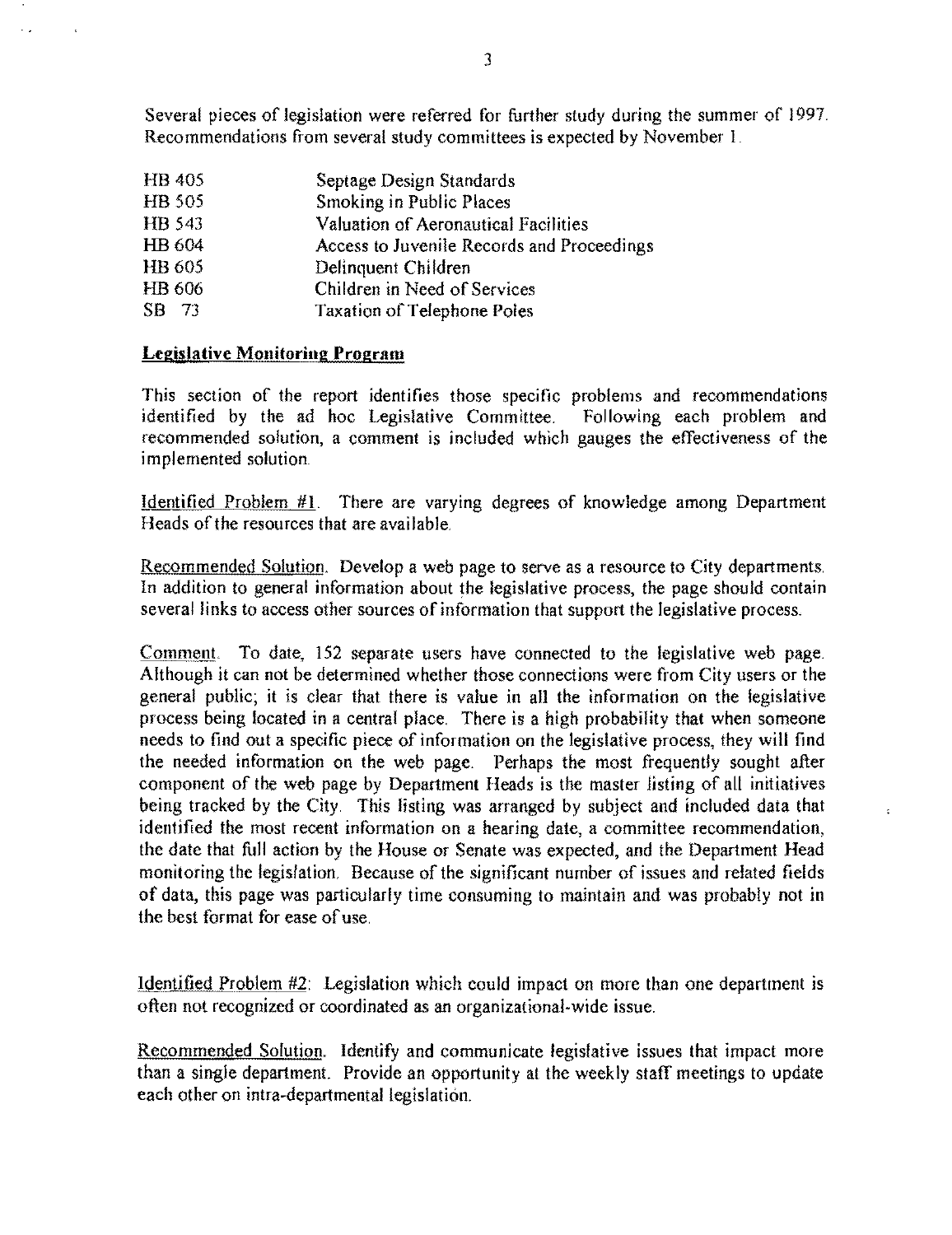Several pieces of legislation were referred for further study during the summer of 1997. Recommendations from several study committees is expected by November 1.

| | |
|---|---|
| HB 405 | Septage Design Standards |
| HB 505 | Smoking in Public Places |
| HB 543 | Valuation of Aeronautical Facilities |
| HB 604 | Access to Juvenile Records and Proceedings |
| HB 605 | Delinquent Children |
| HB 606 | Children in Need of Services |
| SB 73 | Taxation of Telephone Poles |

## Legislative Monitoring Program

This section of the report identifies those specific problems and recommendations identified by the ad hoc Legislative Committee. Following each problem and recommended solution, a comment is included which gauges the effectiveness of the implemented solution.

Identified Problem #1. There are varying degrees of knowledge among Department Heads of the resources that are available.

Recommended Solution. Develop a web page to serve as a resource to City departments. In addition to general information about the legislative process, the page should contain several links to access other sources of information that support the legislative process.

Comment. To date, 152 separate users have connected to the legislative web page. Although it can not be determined whether those connections were from City users or the general public; it is clear that there is value in all the information on the legislative process being located in a central place. There is a high probability that when someone needs to find out a specific piece of information on the legislative process, they will find the needed information on the web page. Perhaps the most frequently sought after component of the web page by Department Heads is the master listing of all initiatives being tracked by the City. This listing was arranged by subject and included data that identified the most recent information on a hearing date, a committee recommendation, the date that full action by the House or Senate was expected, and the Department Head monitoring the legislation. Because of the significant number of issues and related fields of data, this page was particularly time consuming to maintain and was probably not in the best format for ease of use.

Identified Problem #2: Legislation which could impact on more than one department is often not recognized or coordinated as an organizational-wide issue.

Recommended Solution. Identify and communicate legislative issues that impact more than a single department. Provide an opportunity at the weekly staff meetings to update each other on intra-departmental legislation.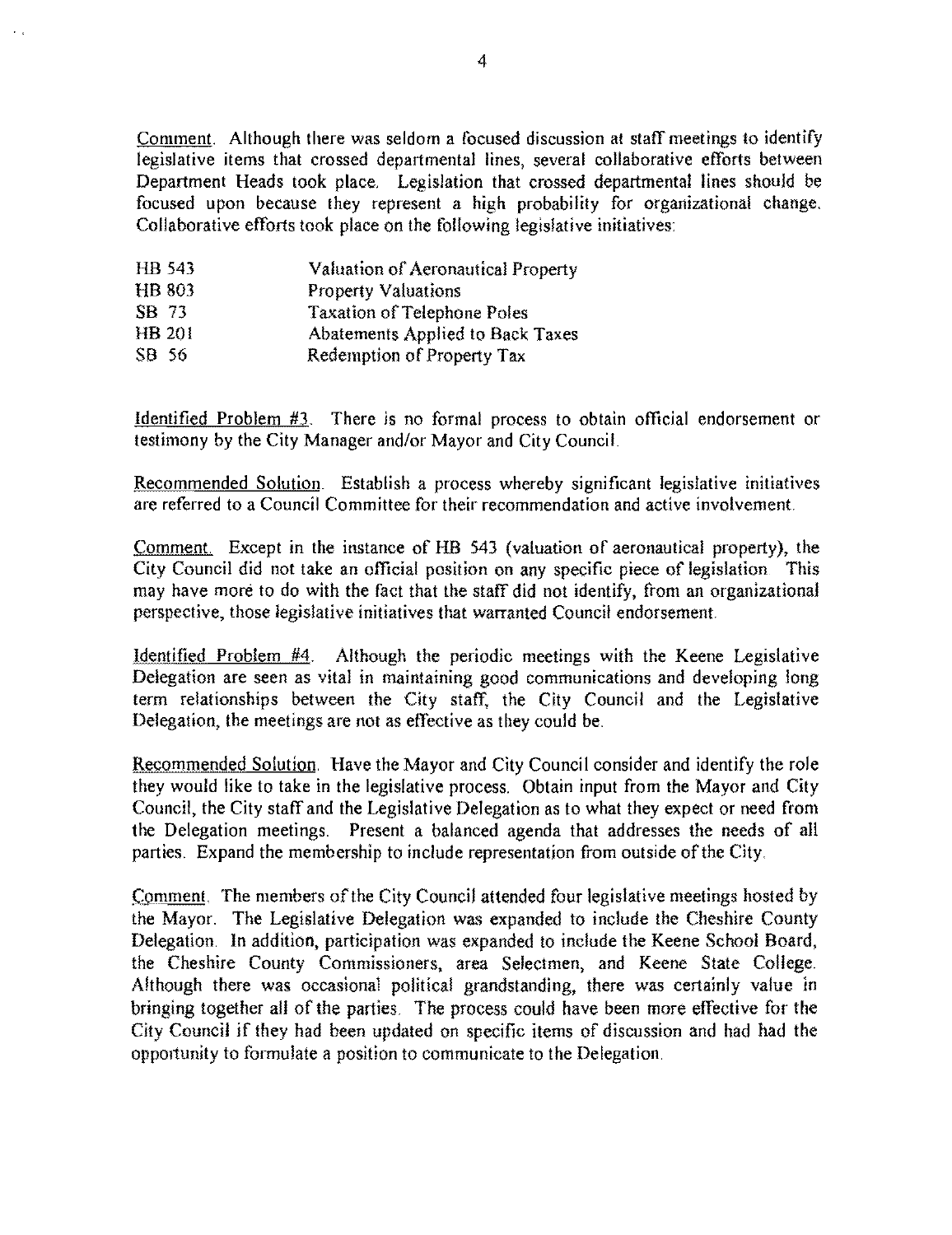Comment. Although there was seldom a focused discussion at staff meetings to identify legislative items that crossed departmental lines, several collaborative efforts between Department Heads took place. Legislation that crossed departmental lines should be focused upon because they represent a high probability for organizational change. Collaborative efforts took place on the following legislative initiatives:

| | |
|---|---|
| HB 543 | Valuation of Aeronautical Property |
| HB 803 | Property Valuations |
| SB 73 | Taxation of Telephone Poles |
| HB 201 | Abatements Applied to Back Taxes |
| SB 56 | Redemption of Property Tax |

Identified Problem #3. There is no formal process to obtain official endorsement or testimony by the City Manager and/or Mayor and City Council.

Recommended Solution. Establish a process whereby significant legislative initiatives are referred to a Council Committee for their recommendation and active involvement.

Comment. Except in the instance of HB 543 (valuation of aeronautical property), the City Council did not take an official position on any specific piece of legislation. This may have more to do with the fact that the staff did not identify, from an organizational perspective, those legislative initiatives that warranted Council endorsement.

Identified Problem #4. Although the periodic meetings with the Keene Legislative Delegation are seen as vital in maintaining good communications and developing long term relationships between the City staff, the City Council and the Legislative Delegation, the meetings are not as effective as they could be.

Recommended Solution. Have the Mayor and City Council consider and identify the role they would like to take in the legislative process. Obtain input from the Mayor and City Council, the City staff and the Legislative Delegation as to what they expect or need from the Delegation meetings. Present a balanced agenda that addresses the needs of all parties. Expand the membership to include representation from outside of the City.

Comment. The members of the City Council attended four legislative meetings hosted by the Mayor. The Legislative Delegation was expanded to include the Cheshire County Delegation. In addition, participation was expanded to include the Keene School Board, the Cheshire County Commissioners, area Selectmen, and Keene State College. Although there was occasional political grandstanding, there was certainly value in bringing together all of the parties. The process could have been more effective for the City Council if they had been updated on specific items of discussion and had had the opportunity to formulate a position to communicate to the Delegation.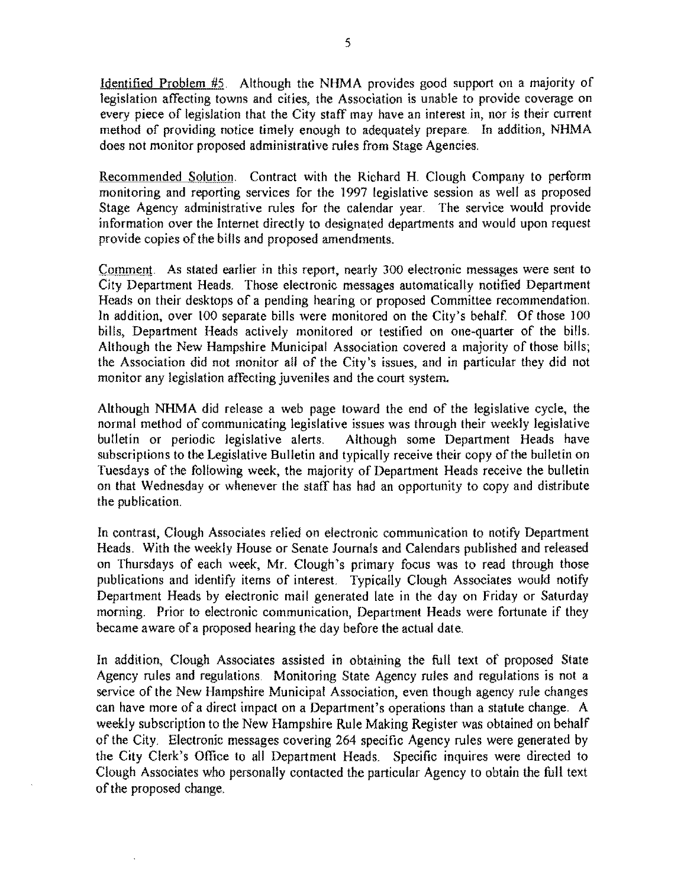Identified Problem #5. Although the NHMA provides good support on a majority of legislation affecting towns and cities, the Association is unable to provide coverage on every piece of legislation that the City staff may have an interest in, nor is their current method of providing notice timely enough to adequately prepare. In addition, NHMA does not monitor proposed administrative rules from Stage Agencies.

Recommended Solution. Contract with the Richard H. Clough Company to perform monitoring and reporting services for the 1997 legislative session as well as proposed Stage Agency administrative rules for the calendar year. The service would provide information over the Internet directly to designated departments and would upon request provide copies of the bills and proposed amendments.

Comment. As stated earlier in this report, nearly 300 electronic messages were sent to City Department Heads. Those electronic messages automatically notified Department Heads on their desktops of a pending hearing or proposed Committee recommendation. In addition, over 100 separate bills were monitored on the City's behalf. Of those 100 bills, Department Heads actively monitored or testified on one-quarter of the bills. Although the New Hampshire Municipal Association covered a majority of those bills; the Association did not monitor all of the City's issues, and in particular they did not monitor any legislation affecting juveniles and the court system.

Although NHMA did release a web page toward the end of the legislative cycle, the normal method of communicating legislative issues was through their weekly legislative bulletin or periodic legislative alerts. Although some Department Heads have subscriptions to the Legislative Bulletin and typically receive their copy of the bulletin on Tuesdays of the following week, the majority of Department Heads receive the bulletin on that Wednesday or whenever the staff has had an opportunity to copy and distribute the publication.

In contrast, Clough Associates relied on electronic communication to notify Department Heads. With the weekly House or Senate Journals and Calendars published and released on Thursdays of each week, Mr. Clough's primary focus was to read through those publications and identify items of interest. Typically Clough Associates would notify Department Heads by electronic mail generated late in the day on Friday or Saturday morning. Prior to electronic communication, Department Heads were fortunate if they became aware of a proposed hearing the day before the actual date.

In addition, Clough Associates assisted in obtaining the full text of proposed State Agency rules and regulations. Monitoring State Agency rules and regulations is not a service of the New Hampshire Municipal Association, even though agency rule changes can have more of a direct impact on a Department's operations than a statute change. A weekly subscription to the New Hampshire Rule Making Register was obtained on behalf of the City. Electronic messages covering 264 specific Agency rules were generated by the City Clerk's Office to all Department Heads. Specific inquires were directed to Clough Associates who personally contacted the particular Agency to obtain the full text of the proposed change.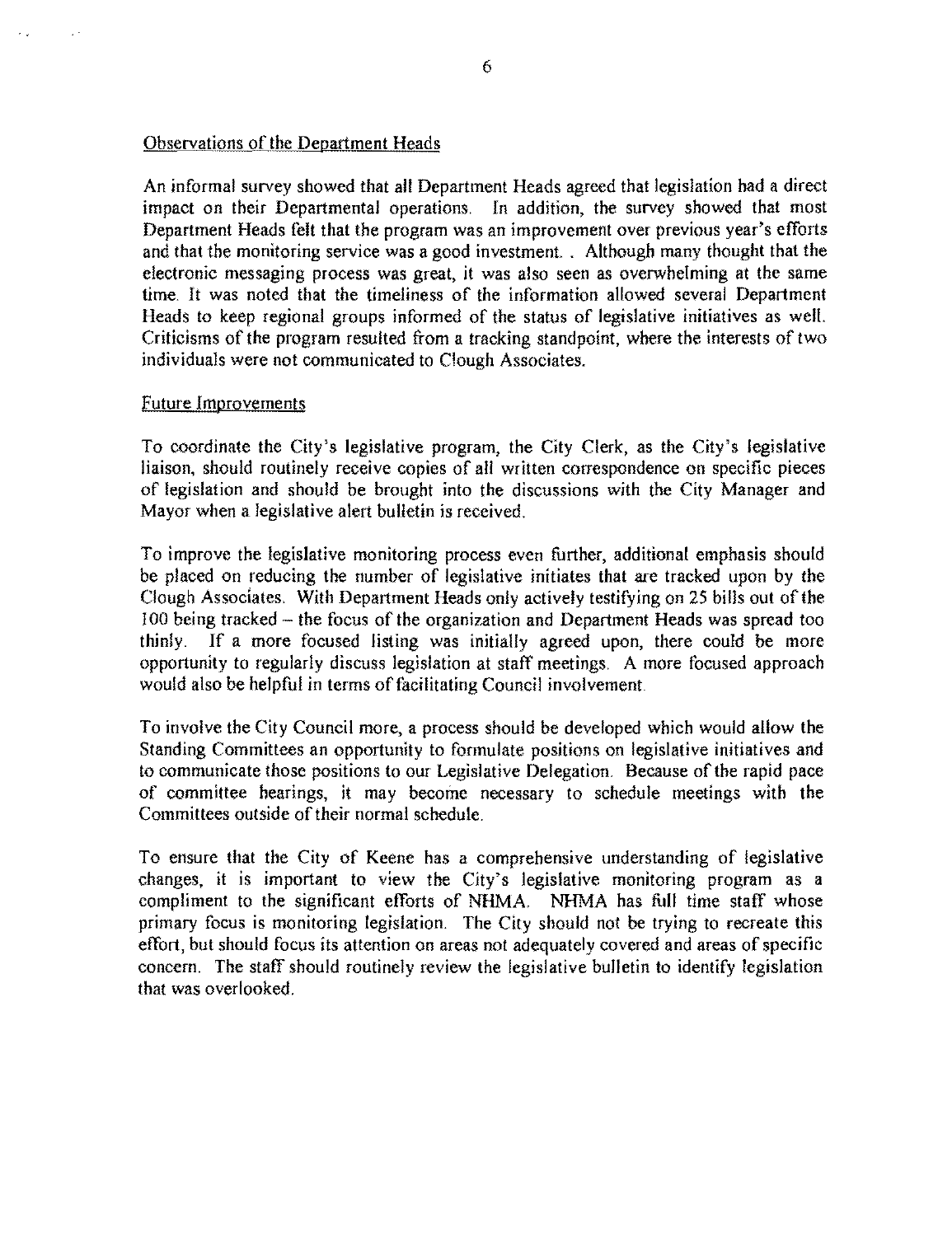## Observations of the Department Heads

An informal survey showed that all Department Heads agreed that legislation had a direct impact on their Departmental operations. In addition, the survey showed that most Department Heads felt that the program was an improvement over previous year's efforts and that the monitoring service was a good investment. . Although many thought that the electronic messaging process was great, it was also seen as overwhelming at the same time. It was noted that the timeliness of the information allowed several Department Heads to keep regional groups informed of the status of legislative initiatives as well. Criticisms of the program resulted from a tracking standpoint, where the interests of two individuals were not communicated to Clough Associates.

## Future Improvements

To coordinate the City's legislative program, the City Clerk, as the City's legislative liaison, should routinely receive copies of all written correspondence on specific pieces of legislation and should be brought into the discussions with the City Manager and Mayor when a legislative alert bulletin is received.

To improve the legislative monitoring process even further, additional emphasis should be placed on reducing the number of legislative initiates that are tracked upon by the Clough Associates. With Department Heads only actively testifying on 25 bills out of the 100 being tracked – the focus of the organization and Department Heads was spread too thinly. If a more focused listing was initially agreed upon, there could be more opportunity to regularly discuss legislation at staff meetings. A more focused approach would also be helpful in terms of facilitating Council involvement.

To involve the City Council more, a process should be developed which would allow the Standing Committees an opportunity to formulate positions on legislative initiatives and to communicate those positions to our Legislative Delegation. Because of the rapid pace of committee hearings, it may become necessary to schedule meetings with the Committees outside of their normal schedule.

To ensure that the City of Keene has a comprehensive understanding of legislative changes, it is important to view the City's legislative monitoring program as a compliment to the significant efforts of NHMA. NHMA has full time staff whose primary focus is monitoring legislation. The City should not be trying to recreate this effort, but should focus its attention on areas not adequately covered and areas of specific concern. The staff should routinely review the legislative bulletin to identify legislation that was overlooked.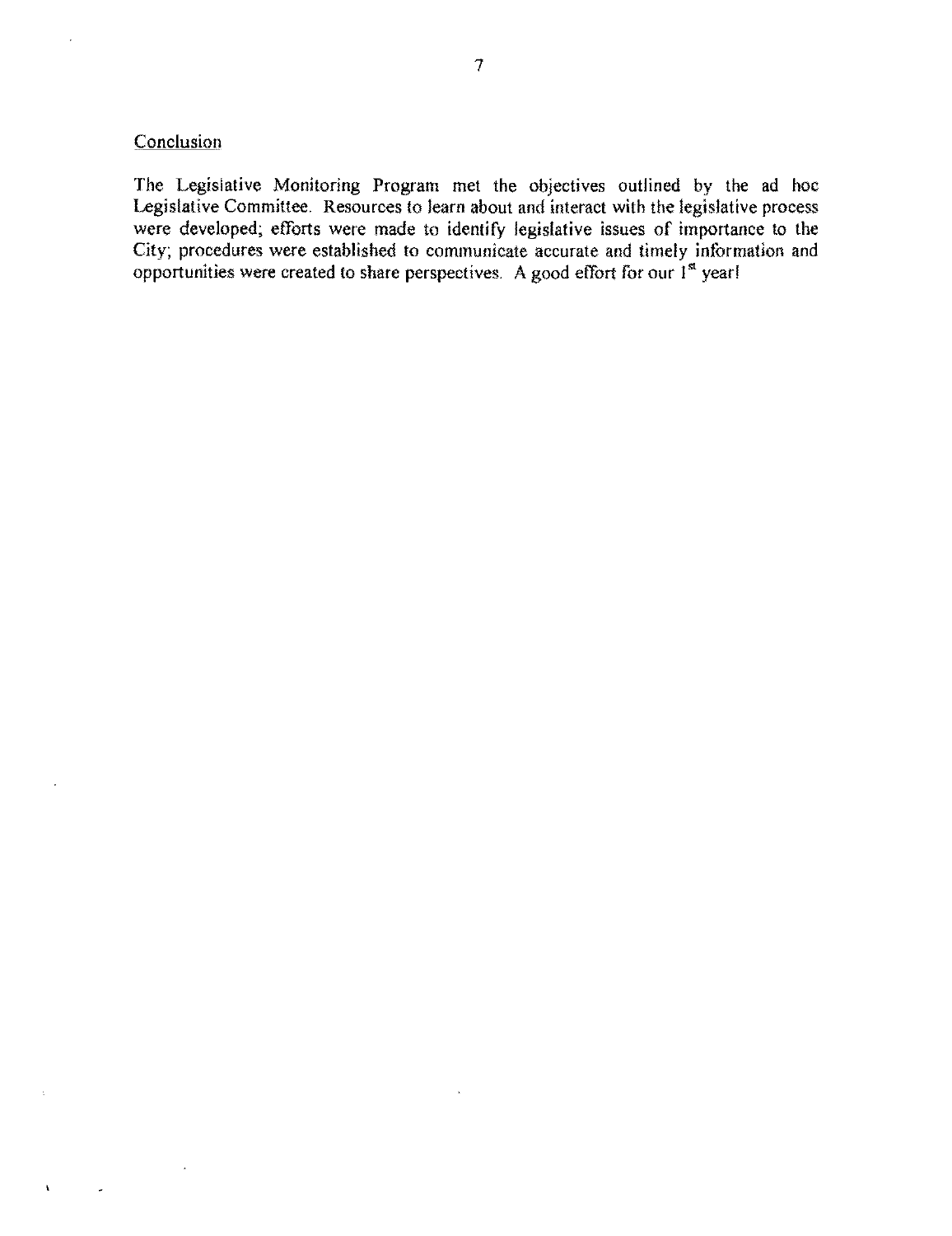## Conclusion

The Legislative Monitoring Program met the objectives outlined by the ad hoc Legislative Committee. Resources to learn about and interact with the legislative process were developed; efforts were made to identify legislative issues of importance to the City; procedures were established to communicate accurate and timely information and opportunities were created to share perspectives. A good effort for our 1st year!